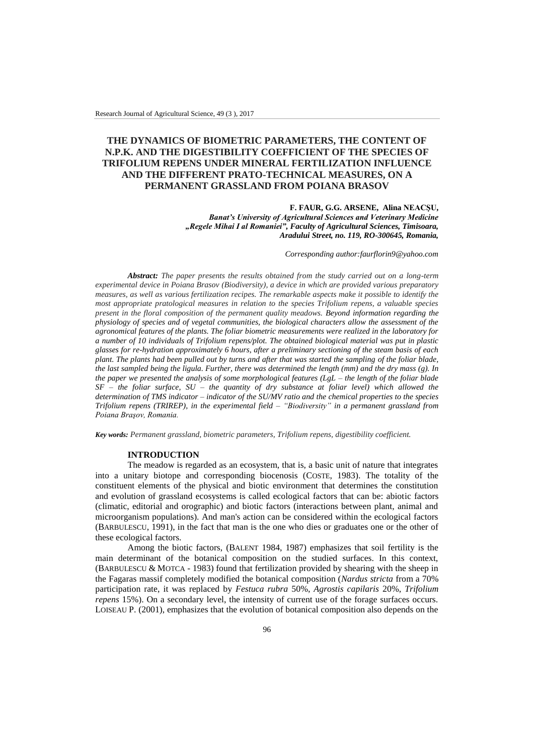# THE DYNAMICS OF BIOMETRIC PARAMETERS, THE CONTENT OF N.P.K. AND THE DIGESTIBILITY COEFFICIENT OF THE SPECIES OF TRIFOLIUM REPENS UNDER MINERAL FERTILIZATION INFLUENCE AND THE DIFFERENT PRATO-TECHNICAL MEASURES, ON A PERMANENT GRASSLAND FROM POIANA BRASOV

**F. FAUR, G.G. ARSENE, Alina NEACȘU,**

***Banat's University of Agricultural Sciences and Veterinary Medicine „Regele Mihai I al Romaniei", Faculty of Agricultural Sciences, Timisoara, Aradului Street, no. 119, RO-300645, Romania,***

*Corresponding author:faurflorin9@yahoo.com*

***Abstract:*** *The paper presents the results obtained from the study carried out on a long-term experimental device in Poiana Brasov (Biodiversity), a device in which are provided various preparatory measures, as well as various fertilization recipes. The remarkable aspects make it possible to identify the most appropriate pratological measures in relation to the species Trifolium repens, a valuable species present in the floral composition of the permanent quality meadows. Beyond information regarding the physiology of species and of vegetal communities, the biological characters allow the assessment of the agronomical features of the plants. The foliar biometric measurements were realized in the laboratory for a number of 10 individuals of Trifolium repens/plot. The obtained biological material was put in plastic glasses for re-hydration approximately 6 hours, after a preliminary sectioning of the steam basis of each plant. The plants had been pulled out by turns and after that was started the sampling of the foliar blade, the last sampled being the ligula. Further, there was determined the length (mm) and the dry mass (g). In the paper we presented the analysis of some morphological features (LgL – the length of the foliar blade SF – the foliar surface, SU – the quantity of dry substance at foliar level) which allowed the determination of TMS indicator – indicator of the SU/MV ratio and the chemical properties to the species Trifolium repens (TRIREP), in the experimental field – "Biodiversity" in a permanent grassland from Poiana Braşov, Romania.*

***Key words:*** *Permanent grassland, biometric parameters, Trifolium repens, digestibility coefficient.*

## INTRODUCTION

The meadow is regarded as an ecosystem, that is, a basic unit of nature that integrates into a unitary biotope and corresponding biocenosis (COSTE, 1983). The totality of the constituent elements of the physical and biotic environment that determines the constitution and evolution of grassland ecosystems is called ecological factors that can be: abiotic factors (climatic, editorial and orographic) and biotic factors (interactions between plant, animal and microorganism populations). And man's action can be considered within the ecological factors (BARBULESCU, 1991), in the fact that man is the one who dies or graduates one or the other of these ecological factors.

Among the biotic factors, (BALENT 1984, 1987) emphasizes that soil fertility is the main determinant of the botanical composition on the studied surfaces. In this context, (BARBULESCU & MOTCA - 1983) found that fertilization provided by shearing with the sheep in the Fagaras massif completely modified the botanical composition (*Nardus stricta* from a 70% participation rate, it was replaced by *Festuca rubra* 50%, *Agrostis capilaris* 20%, *Trifolium repens* 15%). On a secondary level, the intensity of current use of the forage surfaces occurs. LOISEAU P. (2001), emphasizes that the evolution of botanical composition also depends on the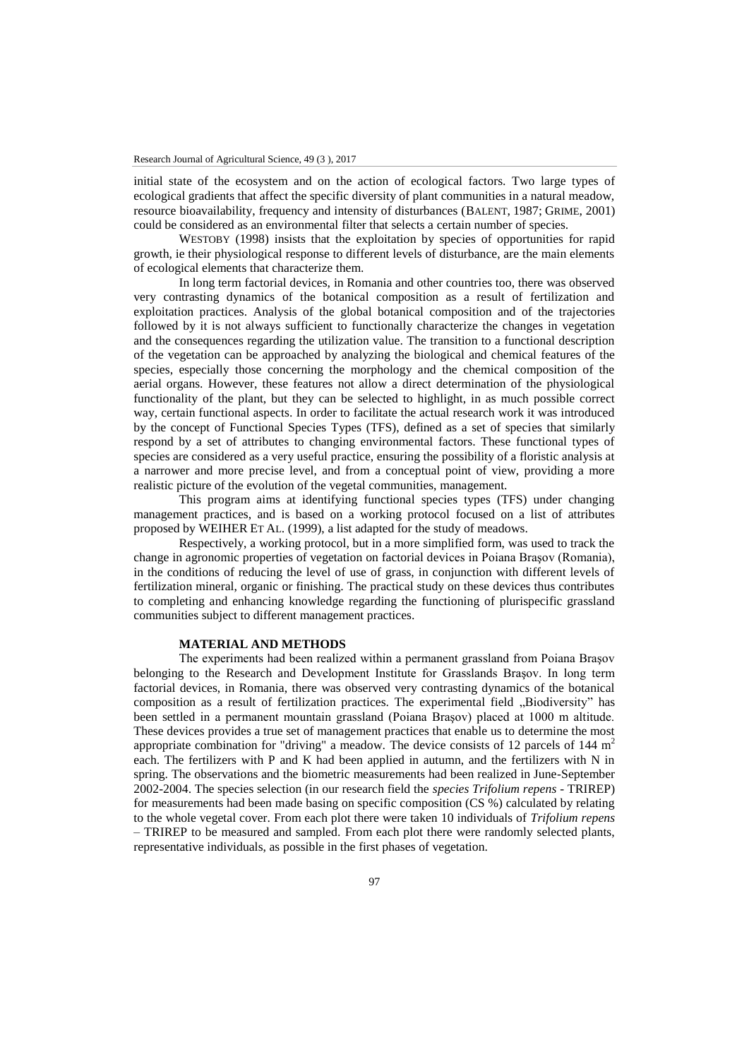initial state of the ecosystem and on the action of ecological factors. Two large types of ecological gradients that affect the specific diversity of plant communities in a natural meadow, resource bioavailability, frequency and intensity of disturbances (BALENT, 1987; GRIME, 2001) could be considered as an environmental filter that selects a certain number of species.

WESTOBY (1998) insists that the exploitation by species of opportunities for rapid growth, ie their physiological response to different levels of disturbance, are the main elements of ecological elements that characterize them.

In long term factorial devices, in Romania and other countries too, there was observed very contrasting dynamics of the botanical composition as a result of fertilization and exploitation practices. Analysis of the global botanical composition and of the trajectories followed by it is not always sufficient to functionally characterize the changes in vegetation and the consequences regarding the utilization value. The transition to a functional description of the vegetation can be approached by analyzing the biological and chemical features of the species, especially those concerning the morphology and the chemical composition of the aerial organs. However, these features not allow a direct determination of the physiological functionality of the plant, but they can be selected to highlight, in as much possible correct way, certain functional aspects. In order to facilitate the actual research work it was introduced by the concept of Functional Species Types (TFS), defined as a set of species that similarly respond by a set of attributes to changing environmental factors. These functional types of species are considered as a very useful practice, ensuring the possibility of a floristic analysis at a narrower and more precise level, and from a conceptual point of view, providing a more realistic picture of the evolution of the vegetal communities, management.

This program aims at identifying functional species types (TFS) under changing management practices, and is based on a working protocol focused on a list of attributes proposed by WEIHER ET AL. (1999), a list adapted for the study of meadows.

Respectively, a working protocol, but in a more simplified form, was used to track the change in agronomic properties of vegetation on factorial devices in Poiana Braşov (Romania), in the conditions of reducing the level of use of grass, in conjunction with different levels of fertilization mineral, organic or finishing. The practical study on these devices thus contributes to completing and enhancing knowledge regarding the functioning of plurispecific grassland communities subject to different management practices.

## MATERIAL AND METHODS

The experiments had been realized within a permanent grassland from Poiana Braşov belonging to the Research and Development Institute for Grasslands Braşov. In long term factorial devices, in Romania, there was observed very contrasting dynamics of the botanical composition as a result of fertilization practices. The experimental field „Biodiversity" has been settled in a permanent mountain grassland (Poiana Braşov) placed at 1000 m altitude. These devices provides a true set of management practices that enable us to determine the most appropriate combination for "driving" a meadow. The device consists of 12 parcels of 144 $m^2$ each. The fertilizers with P and K had been applied in autumn, and the fertilizers with N in spring. The observations and the biometric measurements had been realized in June-September 2002-2004. The species selection (in our research field the *species Trifolium repens* - TRIREP) for measurements had been made basing on specific composition (CS %) calculated by relating to the whole vegetal cover. From each plot there were taken 10 individuals of *Trifolium repens* – TRIREP to be measured and sampled. From each plot there were randomly selected plants, representative individuals, as possible in the first phases of vegetation.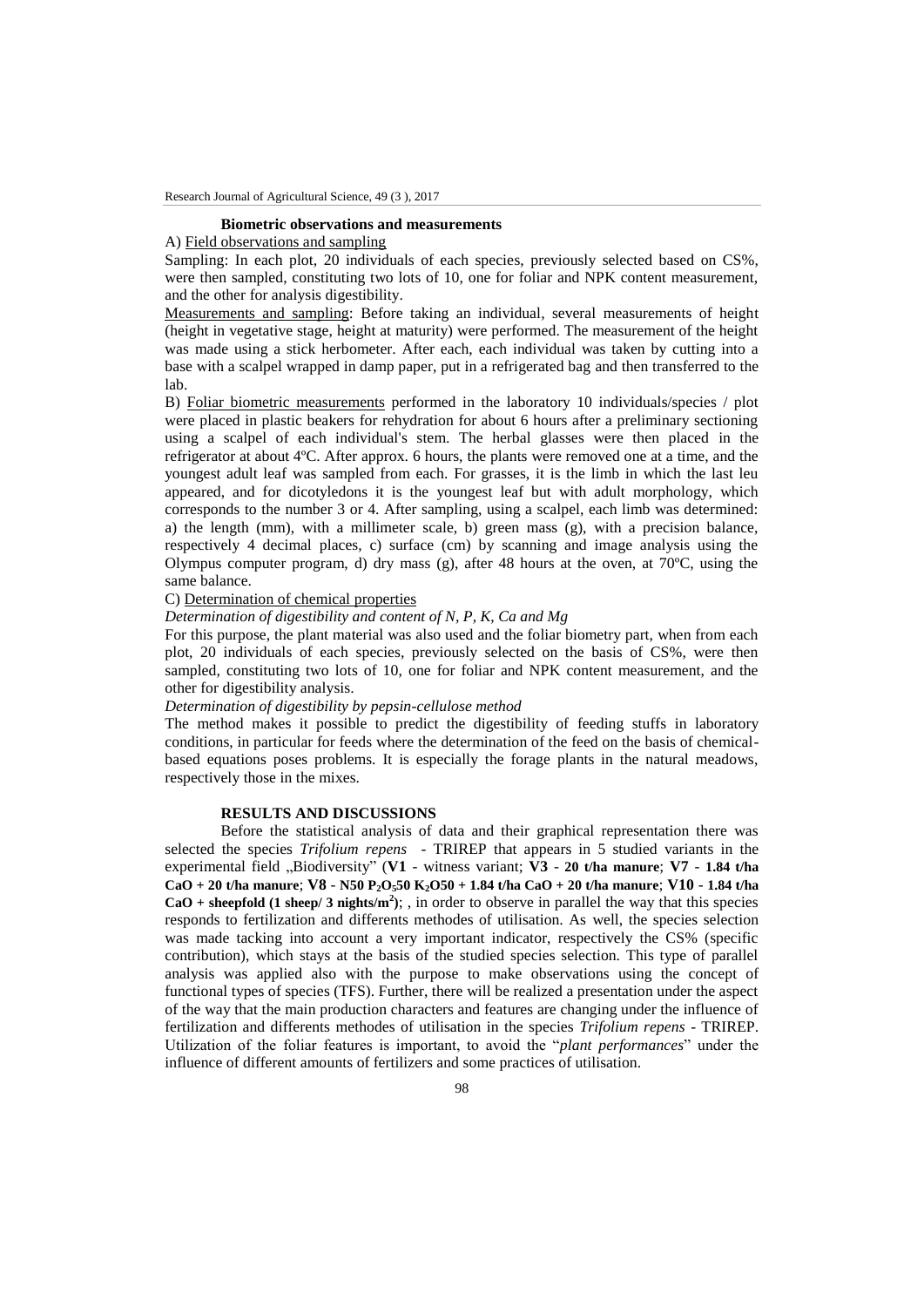**Biometric observations and measurements**

A) Field observations and sampling

Sampling: In each plot, 20 individuals of each species, previously selected based on CS%, were then sampled, constituting two lots of 10, one for foliar and NPK content measurement, and the other for analysis digestibility.

Measurements and sampling: Before taking an individual, several measurements of height (height in vegetative stage, height at maturity) were performed. The measurement of the height was made using a stick herbometer. After each, each individual was taken by cutting into a base with a scalpel wrapped in damp paper, put in a refrigerated bag and then transferred to the lab.

B) Foliar biometric measurements performed in the laboratory 10 individuals/species / plot were placed in plastic beakers for rehydration for about 6 hours after a preliminary sectioning using a scalpel of each individual's stem. The herbal glasses were then placed in the refrigerator at about 4ºC. After approx. 6 hours, the plants were removed one at a time, and the youngest adult leaf was sampled from each. For grasses, it is the limb in which the last leu appeared, and for dicotyledons it is the youngest leaf but with adult morphology, which corresponds to the number 3 or 4. After sampling, using a scalpel, each limb was determined: a) the length (mm), with a millimeter scale, b) green mass (g), with a precision balance, respectively 4 decimal places, c) surface (cm) by scanning and image analysis using the Olympus computer program, d) dry mass (g), after 48 hours at the oven, at 70ºC, using the same balance.

C) Determination of chemical properties

*Determination of digestibility and content of N, P, K, Ca and Mg*

For this purpose, the plant material was also used and the foliar biometry part, when from each plot, 20 individuals of each species, previously selected on the basis of CS%, were then sampled, constituting two lots of 10, one for foliar and NPK content measurement, and the other for digestibility analysis.

*Determination of digestibility by pepsin-cellulose method*

The method makes it possible to predict the digestibility of feeding stuffs in laboratory conditions, in particular for feeds where the determination of the feed on the basis of chemical-based equations poses problems. It is especially the forage plants in the natural meadows, respectively those in the mixes.

## RESULTS AND DISCUSSIONS

Before the statistical analysis of data and their graphical representation there was selected the species *Trifolium repens* - TRIREP that appears in 5 studied variants in the experimental field „Biodiversity" (**V1** - witness variant; **V3 - 20 t/ha manure**; **V7 - 1.84 t/ha CaO + 20 t/ha manure**; **V8 - N50 $P_2O_5$50 $K_2O$50 + 1.84 t/ha CaO + 20 t/ha manure**; **V10 - 1.84 t/ha CaO + sheepfold (1 sheep/ 3 nights/$m^2$)**; , in order to observe in parallel the way that this species responds to fertilization and differents methodes of utilisation. As well, the species selection was made tacking into account a very important indicator, respectively the CS% (specific contribution), which stays at the basis of the studied species selection. This type of parallel analysis was applied also with the purpose to make observations using the concept of functional types of species (TFS). Further, there will be realized a presentation under the aspect of the way that the main production characters and features are changing under the influence of fertilization and differents methodes of utilisation in the species *Trifolium repens* - TRIREP. Utilization of the foliar features is important, to avoid the "*plant performances*" under the influence of different amounts of fertilizers and some practices of utilisation.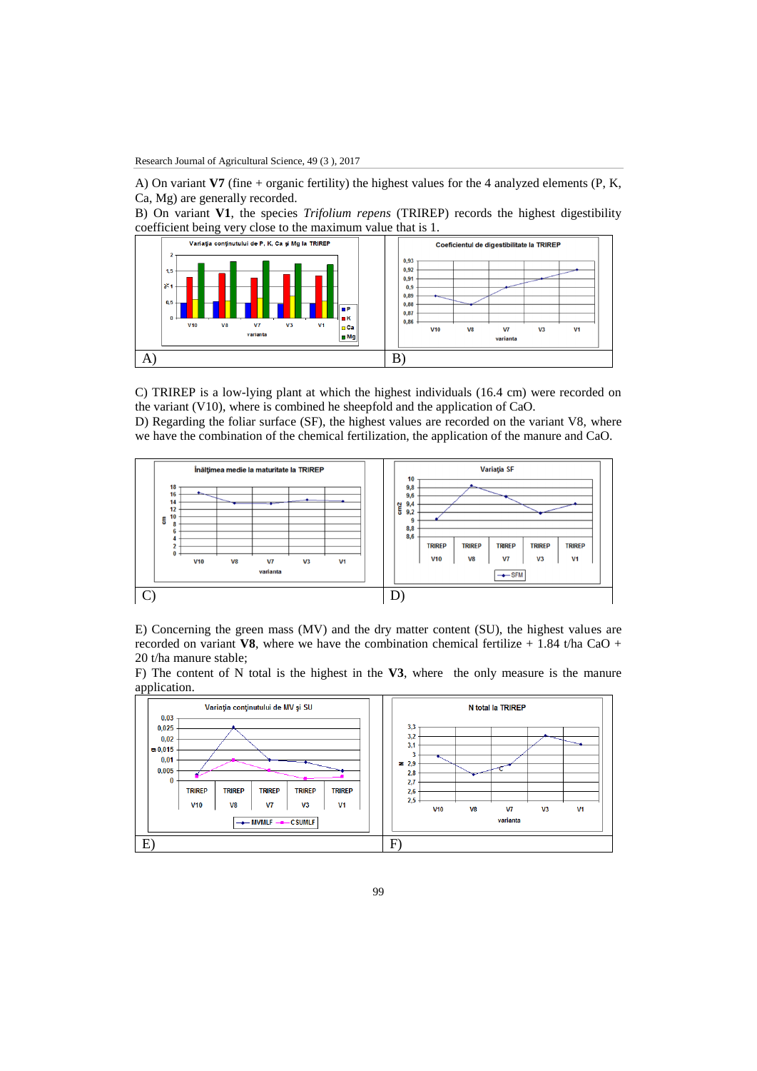A) On variant **V7** (fine + organic fertility) the highest values for the 4 analyzed elements (P, K, Ca, Mg) are generally recorded.

B) On variant **V1**, the species *Trifolium repens* (TRIREP) records the highest digestibility coefficient being very close to the maximum value that is 1.

A)

B)

C) TRIREP is a low-lying plant at which the highest individuals (16.4 cm) were recorded on the variant (V10), where is combined he sheepfold and the application of CaO.

D) Regarding the foliar surface (SF), the highest values are recorded on the variant V8, where we have the combination of the chemical fertilization, the application of the manure and CaO.

C)

D)

E) Concerning the green mass (MV) and the dry matter content (SU), the highest values are recorded on variant **V8**, where we have the combination chemical fertilize + 1.84 t/ha CaO + 20 t/ha manure stable;

F) The content of N total is the highest in the **V3**, where the only measure is the manure application.

E)

F)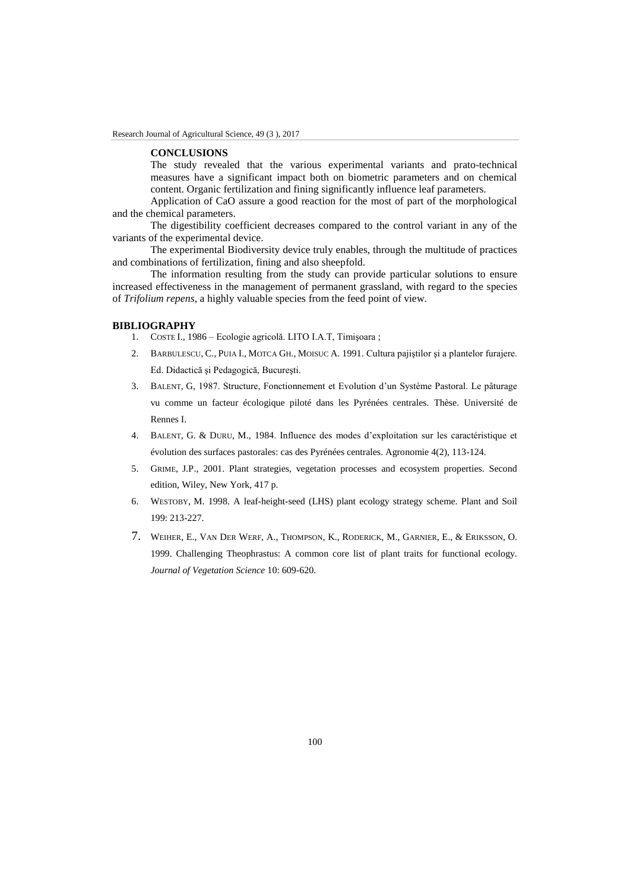## CONCLUSIONS

The study revealed that the various experimental variants and prato-technical measures have a significant impact both on biometric parameters and on chemical content. Organic fertilization and fining significantly influence leaf parameters.

Application of CaO assure a good reaction for the most of part of the morphological and the chemical parameters.

The digestibility coefficient decreases compared to the control variant in any of the variants of the experimental device.

The experimental Biodiversity device truly enables, through the multitude of practices and combinations of fertilization, fining and also sheepfold.

The information resulting from the study can provide particular solutions to ensure increased effectiveness in the management of permanent grassland, with regard to the species of *Trifolium repens*, a highly valuable species from the feed point of view.

## BIBLIOGRAPHY

1. COSTE I., 1986 – Ecologie agricolă. LITO I.A.T, Timişoara ;
2. BARBULESCU, C., PUIA I., MOTCA GH., MOISUC A. 1991. Cultura pajiştilor şi a plantelor furajere. Ed. Didactică şi Pedagogică, Bucureşti.
3. BALENT, G, 1987. Structure, Fonctionnement et Evolution d'un Système Pastoral. Le pâturage vu comme un facteur écologique piloté dans les Pyrénées centrales. Thèse. Université de Rennes I.
4. BALENT, G. & DURU, M., 1984. Influence des modes d'exploitation sur les caractéristique et évolution des surfaces pastorales: cas des Pyrénées centrales. Agronomie 4(2), 113-124.
5. GRIME, J.P., 2001. Plant strategies, vegetation processes and ecosystem properties. Second edition, Wiley, New York, 417 p.
6. WESTOBY, M. 1998. A leaf-height-seed (LHS) plant ecology strategy scheme. Plant and Soil 199: 213-227.
7. WEIHER, E., VAN DER WERF, A., THOMPSON, K., RODERICK, M., GARNIER, E., & ERIKSSON, O. 1999. Challenging Theophrastus: A common core list of plant traits for functional ecology. *Journal of Vegetation Science* 10: 609-620.